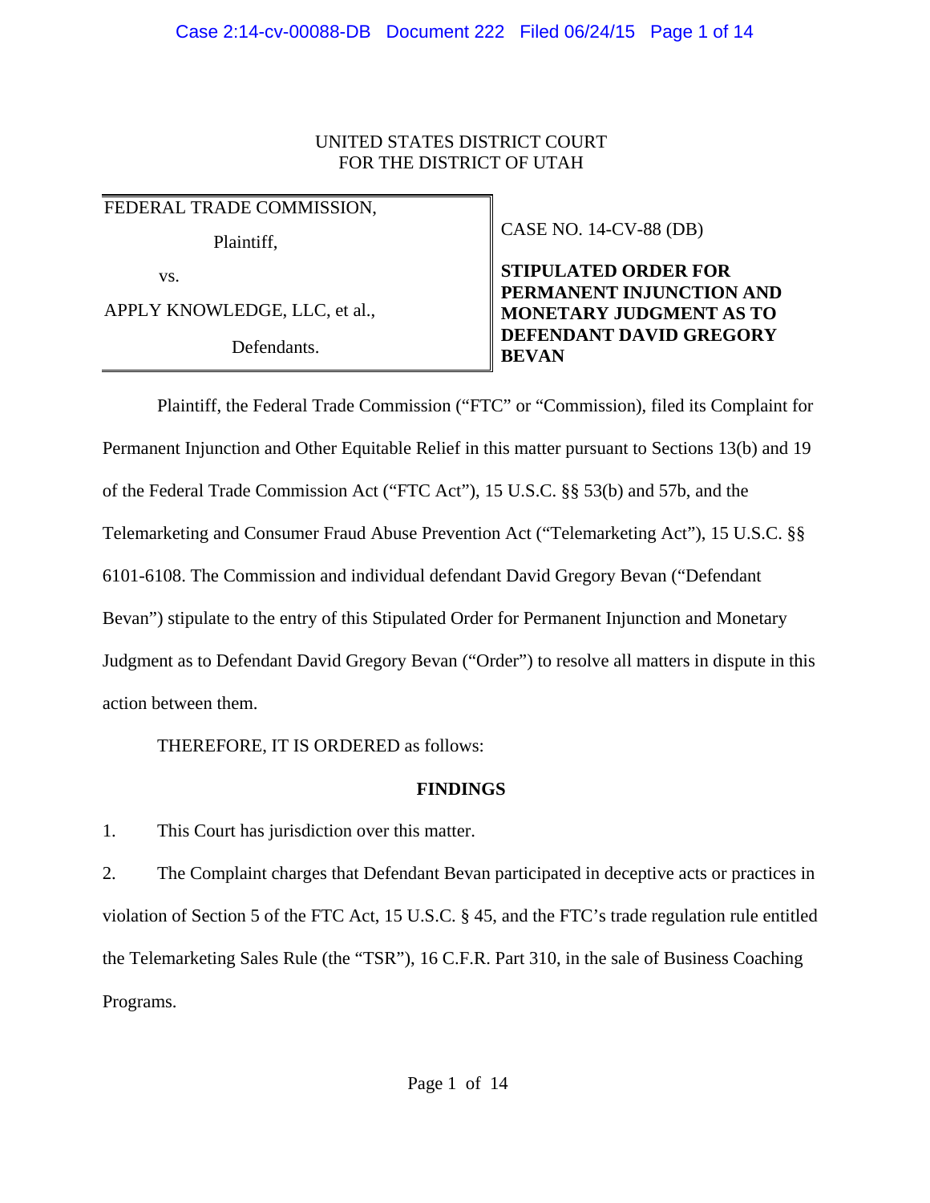UNITED STATES DISTRICT COURT
FOR THE DISTRICT OF UTAH

| | |
|---|---|
| FEDERAL TRADE COMMISSION,<br><br>Plaintiff,<br><br>vs.<br><br>APPLY KNOWLEDGE, LLC, et al.,<br><br>Defendants. | CASE NO. 14-CV-88 (DB)<br><br>**STIPULATED ORDER FOR PERMANENT INJUNCTION AND MONETARY JUDGMENT AS TO DEFENDANT DAVID GREGORY BEVAN** |

Plaintiff, the Federal Trade Commission ("FTC" or "Commission), filed its Complaint for Permanent Injunction and Other Equitable Relief in this matter pursuant to Sections 13(b) and 19 of the Federal Trade Commission Act ("FTC Act"), 15 U.S.C. §§ 53(b) and 57b, and the Telemarketing and Consumer Fraud Abuse Prevention Act ("Telemarketing Act"), 15 U.S.C. §§ 6101-6108. The Commission and individual defendant David Gregory Bevan ("Defendant Bevan") stipulate to the entry of this Stipulated Order for Permanent Injunction and Monetary Judgment as to Defendant David Gregory Bevan ("Order") to resolve all matters in dispute in this action between them.

THEREFORE, IT IS ORDERED as follows:

## FINDINGS

1. This Court has jurisdiction over this matter.

2. The Complaint charges that Defendant Bevan participated in deceptive acts or practices in violation of Section 5 of the FTC Act, 15 U.S.C. § 45, and the FTC's trade regulation rule entitled the Telemarketing Sales Rule (the "TSR"), 16 C.F.R. Part 310, in the sale of Business Coaching Programs.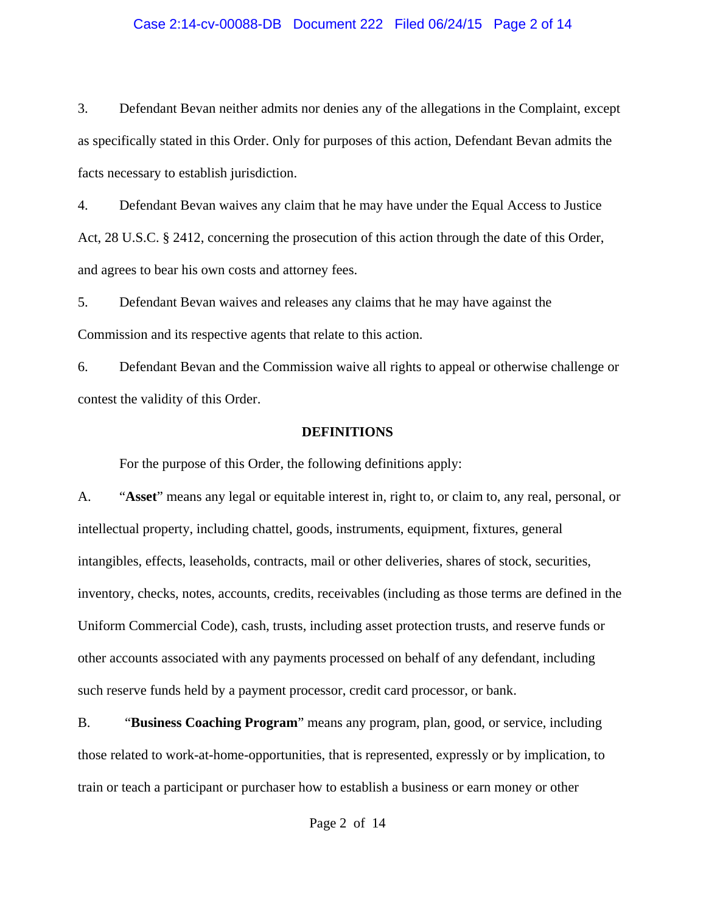3. Defendant Bevan neither admits nor denies any of the allegations in the Complaint, except as specifically stated in this Order. Only for purposes of this action, Defendant Bevan admits the facts necessary to establish jurisdiction.

4. Defendant Bevan waives any claim that he may have under the Equal Access to Justice Act, 28 U.S.C. § 2412, concerning the prosecution of this action through the date of this Order, and agrees to bear his own costs and attorney fees.

5. Defendant Bevan waives and releases any claims that he may have against the Commission and its respective agents that relate to this action.

6. Defendant Bevan and the Commission waive all rights to appeal or otherwise challenge or contest the validity of this Order.

## DEFINITIONS

For the purpose of this Order, the following definitions apply:

A. "**Asset**" means any legal or equitable interest in, right to, or claim to, any real, personal, or intellectual property, including chattel, goods, instruments, equipment, fixtures, general intangibles, effects, leaseholds, contracts, mail or other deliveries, shares of stock, securities, inventory, checks, notes, accounts, credits, receivables (including as those terms are defined in the Uniform Commercial Code), cash, trusts, including asset protection trusts, and reserve funds or other accounts associated with any payments processed on behalf of any defendant, including such reserve funds held by a payment processor, credit card processor, or bank.

B. "**Business Coaching Program**" means any program, plan, good, or service, including those related to work-at-home-opportunities, that is represented, expressly or by implication, to train or teach a participant or purchaser how to establish a business or earn money or other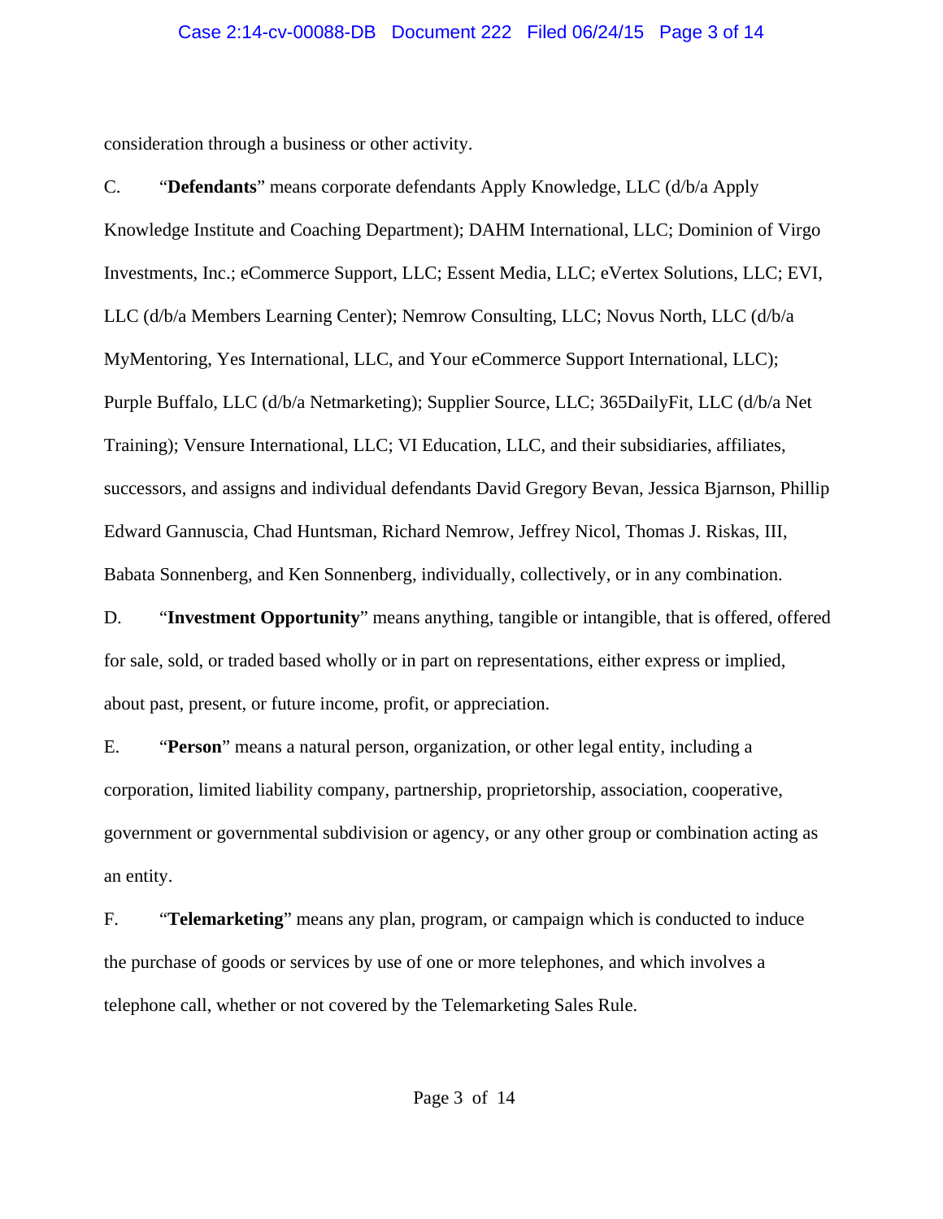consideration through a business or other activity.

C. "**Defendants**" means corporate defendants Apply Knowledge, LLC (d/b/a Apply Knowledge Institute and Coaching Department); DAHM International, LLC; Dominion of Virgo Investments, Inc.; eCommerce Support, LLC; Essent Media, LLC; eVertex Solutions, LLC; EVI, LLC (d/b/a Members Learning Center); Nemrow Consulting, LLC; Novus North, LLC (d/b/a MyMentoring, Yes International, LLC, and Your eCommerce Support International, LLC); Purple Buffalo, LLC (d/b/a Netmarketing); Supplier Source, LLC; 365DailyFit, LLC (d/b/a Net Training); Vensure International, LLC; VI Education, LLC, and their subsidiaries, affiliates, successors, and assigns and individual defendants David Gregory Bevan, Jessica Bjarnson, Phillip Edward Gannuscia, Chad Huntsman, Richard Nemrow, Jeffrey Nicol, Thomas J. Riskas, III, Babata Sonnenberg, and Ken Sonnenberg, individually, collectively, or in any combination.

D. "**Investment Opportunity**" means anything, tangible or intangible, that is offered, offered for sale, sold, or traded based wholly or in part on representations, either express or implied, about past, present, or future income, profit, or appreciation.

E. "**Person**" means a natural person, organization, or other legal entity, including a corporation, limited liability company, partnership, proprietorship, association, cooperative, government or governmental subdivision or agency, or any other group or combination acting as an entity.

F. "**Telemarketing**" means any plan, program, or campaign which is conducted to induce the purchase of goods or services by use of one or more telephones, and which involves a telephone call, whether or not covered by the Telemarketing Sales Rule.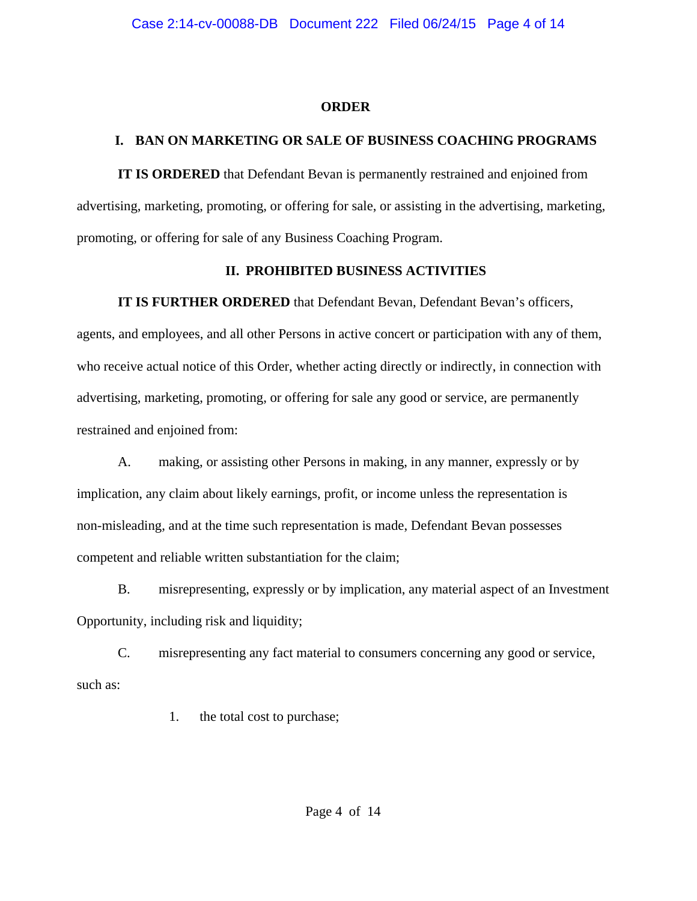# ORDER

## I. BAN ON MARKETING OR SALE OF BUSINESS COACHING PROGRAMS

**IT IS ORDERED** that Defendant Bevan is permanently restrained and enjoined from advertising, marketing, promoting, or offering for sale, or assisting in the advertising, marketing, promoting, or offering for sale of any Business Coaching Program.

## II. PROHIBITED BUSINESS ACTIVITIES

**IT IS FURTHER ORDERED** that Defendant Bevan, Defendant Bevan's officers, agents, and employees, and all other Persons in active concert or participation with any of them, who receive actual notice of this Order, whether acting directly or indirectly, in connection with advertising, marketing, promoting, or offering for sale any good or service, are permanently restrained and enjoined from:

A. making, or assisting other Persons in making, in any manner, expressly or by implication, any claim about likely earnings, profit, or income unless the representation is non-misleading, and at the time such representation is made, Defendant Bevan possesses competent and reliable written substantiation for the claim;

B. misrepresenting, expressly or by implication, any material aspect of an Investment Opportunity, including risk and liquidity;

C. misrepresenting any fact material to consumers concerning any good or service, such as:

1. the total cost to purchase;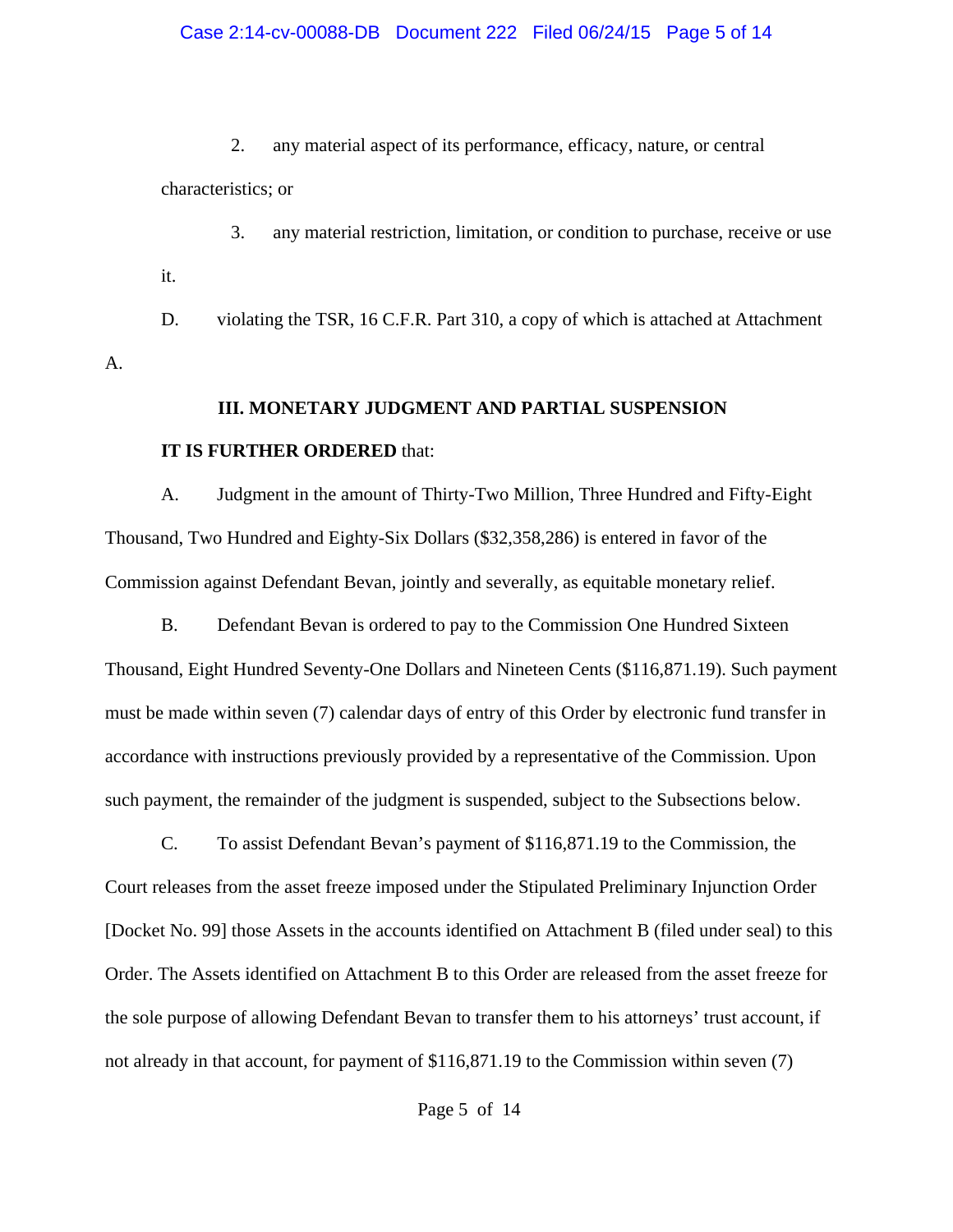2. any material aspect of its performance, efficacy, nature, or central characteristics; or

3. any material restriction, limitation, or condition to purchase, receive or use it.

D. violating the TSR, 16 C.F.R. Part 310, a copy of which is attached at Attachment A.

## III. MONETARY JUDGMENT AND PARTIAL SUSPENSION

**IT IS FURTHER ORDERED** that:

A. Judgment in the amount of Thirty-Two Million, Three Hundred and Fifty-Eight Thousand, Two Hundred and Eighty-Six Dollars ($32,358,286) is entered in favor of the Commission against Defendant Bevan, jointly and severally, as equitable monetary relief.

B. Defendant Bevan is ordered to pay to the Commission One Hundred Sixteen Thousand, Eight Hundred Seventy-One Dollars and Nineteen Cents ($116,871.19). Such payment must be made within seven (7) calendar days of entry of this Order by electronic fund transfer in accordance with instructions previously provided by a representative of the Commission. Upon such payment, the remainder of the judgment is suspended, subject to the Subsections below.

C. To assist Defendant Bevan's payment of $116,871.19 to the Commission, the Court releases from the asset freeze imposed under the Stipulated Preliminary Injunction Order [Docket No. 99] those Assets in the accounts identified on Attachment B (filed under seal) to this Order. The Assets identified on Attachment B to this Order are released from the asset freeze for the sole purpose of allowing Defendant Bevan to transfer them to his attorneys' trust account, if not already in that account, for payment of $116,871.19 to the Commission within seven (7)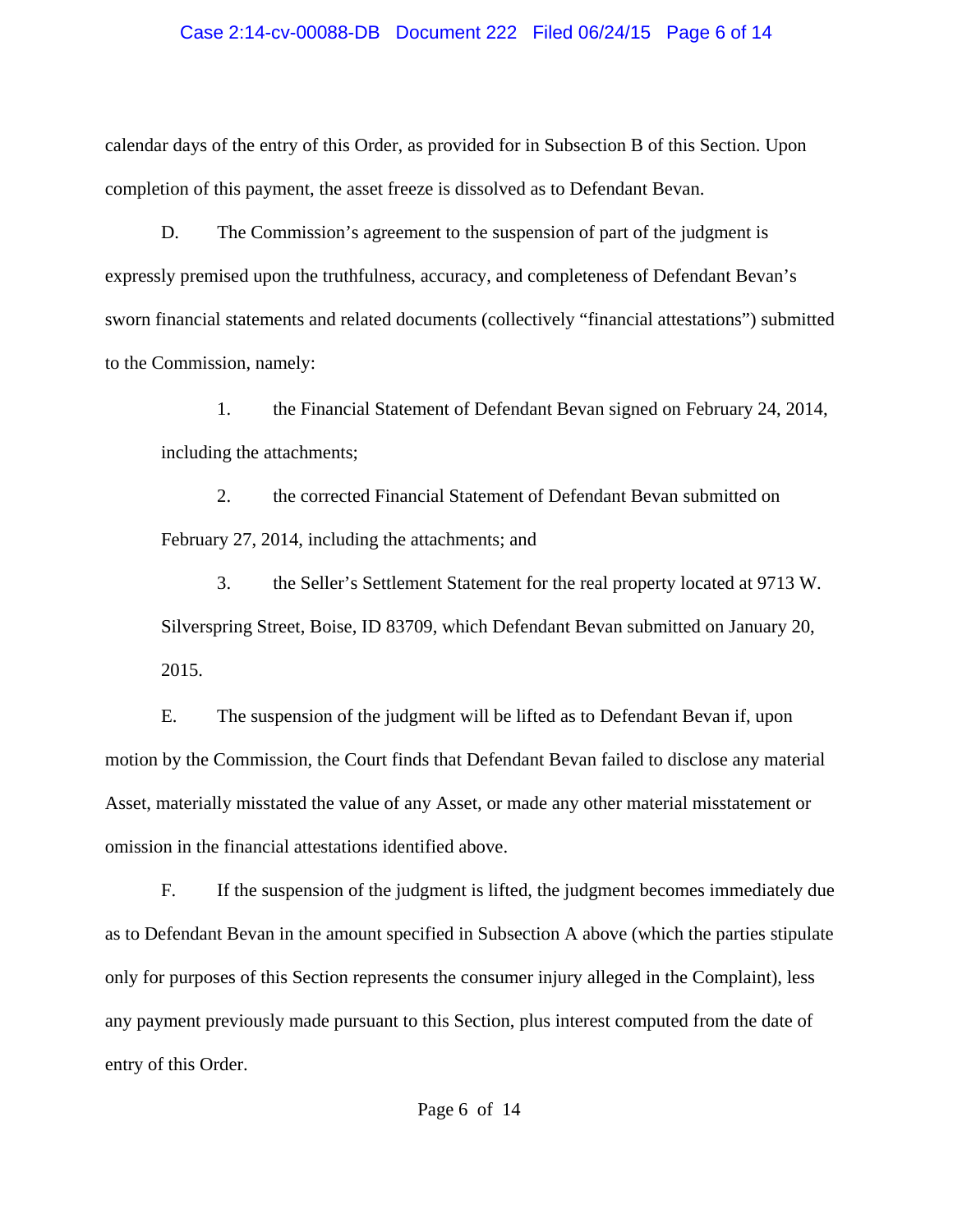calendar days of the entry of this Order, as provided for in Subsection B of this Section. Upon completion of this payment, the asset freeze is dissolved as to Defendant Bevan.

D. The Commission's agreement to the suspension of part of the judgment is expressly premised upon the truthfulness, accuracy, and completeness of Defendant Bevan's sworn financial statements and related documents (collectively "financial attestations") submitted to the Commission, namely:

1. the Financial Statement of Defendant Bevan signed on February 24, 2014, including the attachments;

2. the corrected Financial Statement of Defendant Bevan submitted on February 27, 2014, including the attachments; and

3. the Seller's Settlement Statement for the real property located at 9713 W. Silverspring Street, Boise, ID 83709, which Defendant Bevan submitted on January 20, 2015.

E. The suspension of the judgment will be lifted as to Defendant Bevan if, upon motion by the Commission, the Court finds that Defendant Bevan failed to disclose any material Asset, materially misstated the value of any Asset, or made any other material misstatement or omission in the financial attestations identified above.

F. If the suspension of the judgment is lifted, the judgment becomes immediately due as to Defendant Bevan in the amount specified in Subsection A above (which the parties stipulate only for purposes of this Section represents the consumer injury alleged in the Complaint), less any payment previously made pursuant to this Section, plus interest computed from the date of entry of this Order.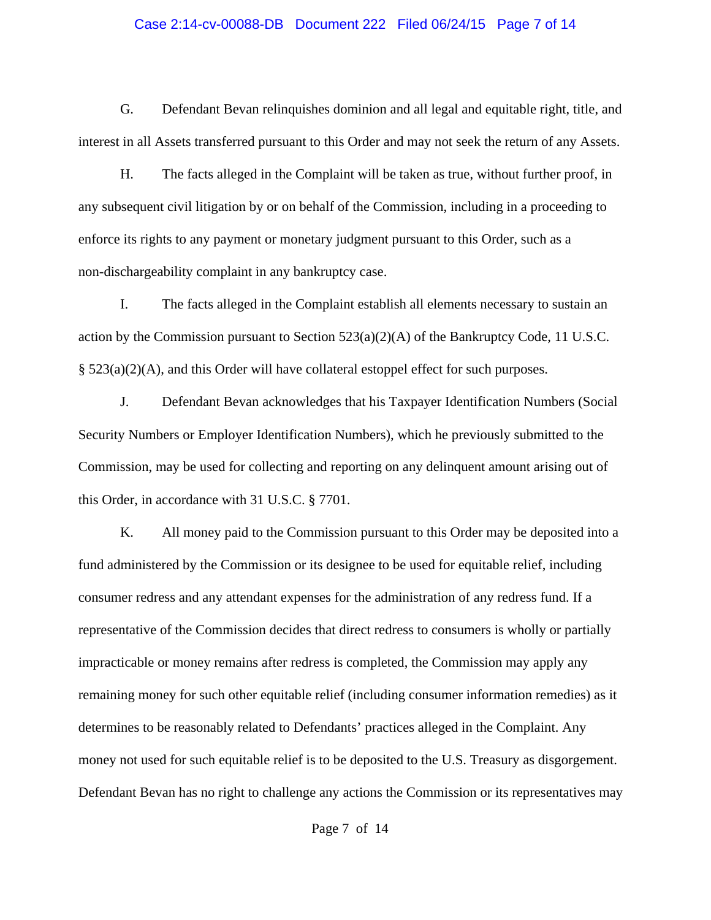G. Defendant Bevan relinquishes dominion and all legal and equitable right, title, and interest in all Assets transferred pursuant to this Order and may not seek the return of any Assets.

H. The facts alleged in the Complaint will be taken as true, without further proof, in any subsequent civil litigation by or on behalf of the Commission, including in a proceeding to enforce its rights to any payment or monetary judgment pursuant to this Order, such as a non-dischargeability complaint in any bankruptcy case.

I. The facts alleged in the Complaint establish all elements necessary to sustain an action by the Commission pursuant to Section 523(a)(2)(A) of the Bankruptcy Code, 11 U.S.C. § 523(a)(2)(A), and this Order will have collateral estoppel effect for such purposes.

J. Defendant Bevan acknowledges that his Taxpayer Identification Numbers (Social Security Numbers or Employer Identification Numbers), which he previously submitted to the Commission, may be used for collecting and reporting on any delinquent amount arising out of this Order, in accordance with 31 U.S.C. § 7701.

K. All money paid to the Commission pursuant to this Order may be deposited into a fund administered by the Commission or its designee to be used for equitable relief, including consumer redress and any attendant expenses for the administration of any redress fund. If a representative of the Commission decides that direct redress to consumers is wholly or partially impracticable or money remains after redress is completed, the Commission may apply any remaining money for such other equitable relief (including consumer information remedies) as it determines to be reasonably related to Defendants' practices alleged in the Complaint. Any money not used for such equitable relief is to be deposited to the U.S. Treasury as disgorgement. Defendant Bevan has no right to challenge any actions the Commission or its representatives may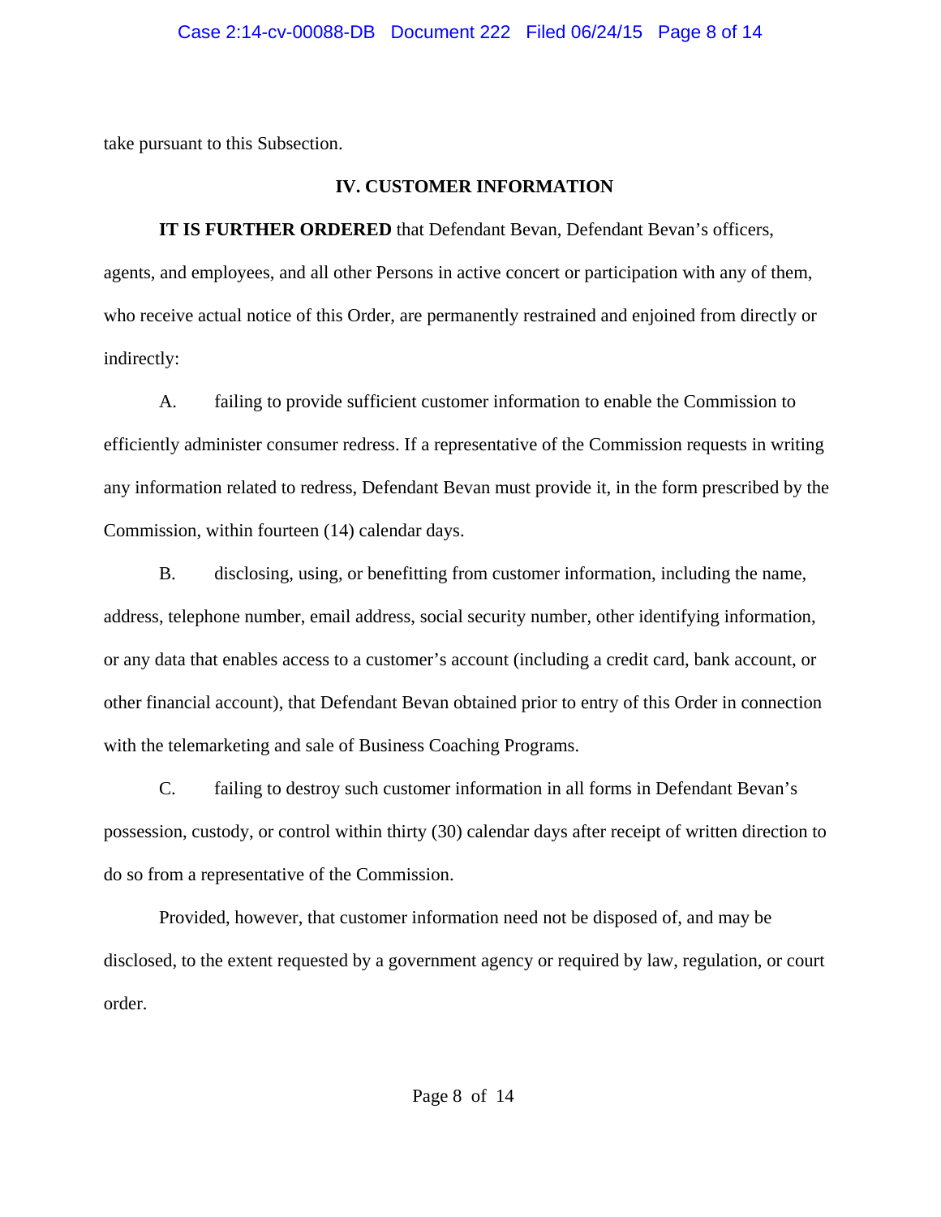take pursuant to this Subsection.

## IV. CUSTOMER INFORMATION

**IT IS FURTHER ORDERED** that Defendant Bevan, Defendant Bevan's officers, agents, and employees, and all other Persons in active concert or participation with any of them, who receive actual notice of this Order, are permanently restrained and enjoined from directly or indirectly:

A. failing to provide sufficient customer information to enable the Commission to efficiently administer consumer redress. If a representative of the Commission requests in writing any information related to redress, Defendant Bevan must provide it, in the form prescribed by the Commission, within fourteen (14) calendar days.

B. disclosing, using, or benefitting from customer information, including the name, address, telephone number, email address, social security number, other identifying information, or any data that enables access to a customer's account (including a credit card, bank account, or other financial account), that Defendant Bevan obtained prior to entry of this Order in connection with the telemarketing and sale of Business Coaching Programs.

C. failing to destroy such customer information in all forms in Defendant Bevan's possession, custody, or control within thirty (30) calendar days after receipt of written direction to do so from a representative of the Commission.

Provided, however, that customer information need not be disposed of, and may be disclosed, to the extent requested by a government agency or required by law, regulation, or court order.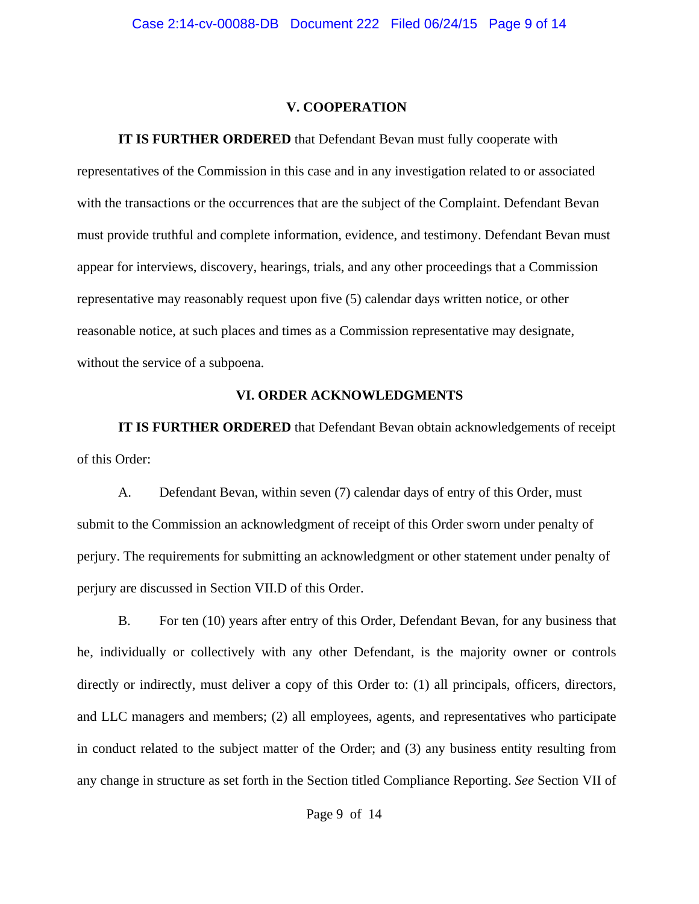## V. COOPERATION

**IT IS FURTHER ORDERED** that Defendant Bevan must fully cooperate with representatives of the Commission in this case and in any investigation related to or associated with the transactions or the occurrences that are the subject of the Complaint. Defendant Bevan must provide truthful and complete information, evidence, and testimony. Defendant Bevan must appear for interviews, discovery, hearings, trials, and any other proceedings that a Commission representative may reasonably request upon five (5) calendar days written notice, or other reasonable notice, at such places and times as a Commission representative may designate, without the service of a subpoena.

## VI. ORDER ACKNOWLEDGMENTS

**IT IS FURTHER ORDERED** that Defendant Bevan obtain acknowledgements of receipt of this Order:

A. Defendant Bevan, within seven (7) calendar days of entry of this Order, must submit to the Commission an acknowledgment of receipt of this Order sworn under penalty of perjury. The requirements for submitting an acknowledgment or other statement under penalty of perjury are discussed in Section VII.D of this Order.

B. For ten (10) years after entry of this Order, Defendant Bevan, for any business that he, individually or collectively with any other Defendant, is the majority owner or controls directly or indirectly, must deliver a copy of this Order to: (1) all principals, officers, directors, and LLC managers and members; (2) all employees, agents, and representatives who participate in conduct related to the subject matter of the Order; and (3) any business entity resulting from any change in structure as set forth in the Section titled Compliance Reporting. *See* Section VII of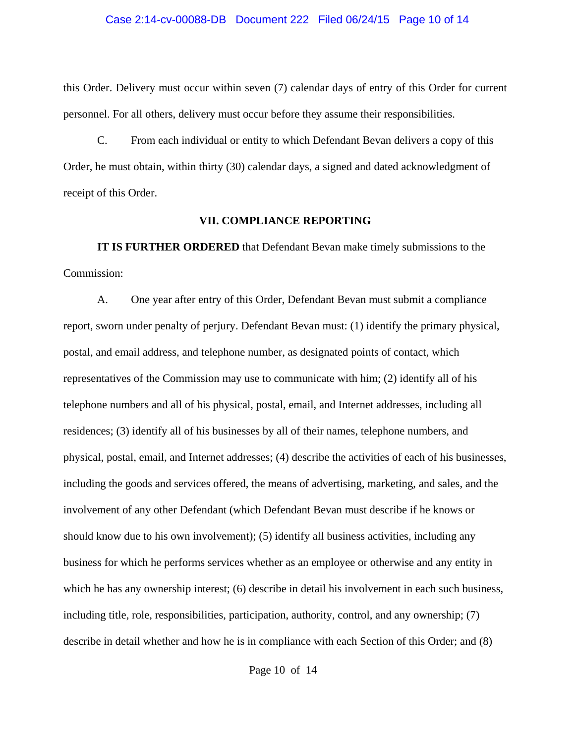this Order. Delivery must occur within seven (7) calendar days of entry of this Order for current personnel. For all others, delivery must occur before they assume their responsibilities.

C. From each individual or entity to which Defendant Bevan delivers a copy of this Order, he must obtain, within thirty (30) calendar days, a signed and dated acknowledgment of receipt of this Order.

## VII. COMPLIANCE REPORTING

**IT IS FURTHER ORDERED** that Defendant Bevan make timely submissions to the Commission:

A. One year after entry of this Order, Defendant Bevan must submit a compliance report, sworn under penalty of perjury. Defendant Bevan must: (1) identify the primary physical, postal, and email address, and telephone number, as designated points of contact, which representatives of the Commission may use to communicate with him; (2) identify all of his telephone numbers and all of his physical, postal, email, and Internet addresses, including all residences; (3) identify all of his businesses by all of their names, telephone numbers, and physical, postal, email, and Internet addresses; (4) describe the activities of each of his businesses, including the goods and services offered, the means of advertising, marketing, and sales, and the involvement of any other Defendant (which Defendant Bevan must describe if he knows or should know due to his own involvement); (5) identify all business activities, including any business for which he performs services whether as an employee or otherwise and any entity in which he has any ownership interest; (6) describe in detail his involvement in each such business, including title, role, responsibilities, participation, authority, control, and any ownership; (7) describe in detail whether and how he is in compliance with each Section of this Order; and (8)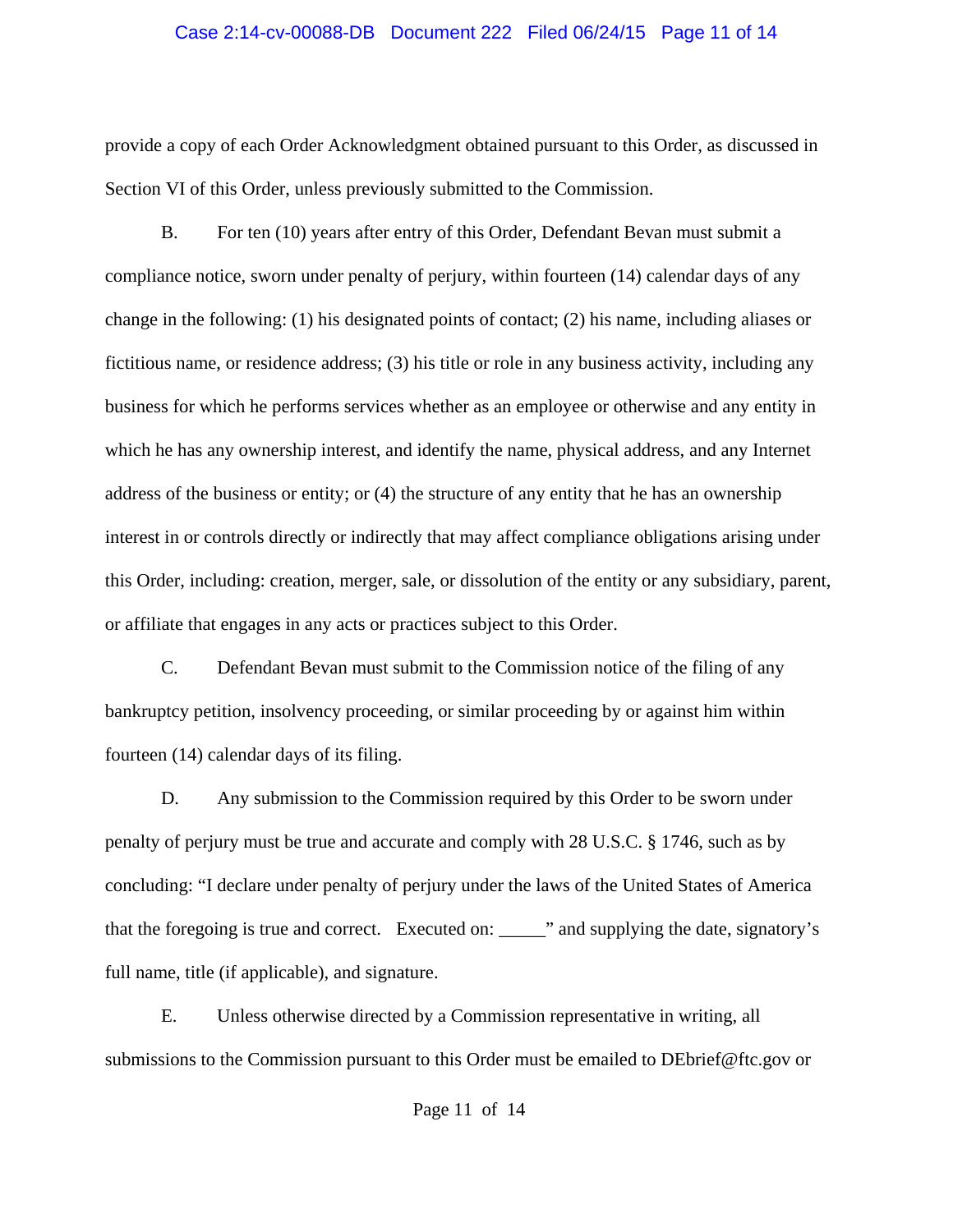provide a copy of each Order Acknowledgment obtained pursuant to this Order, as discussed in Section VI of this Order, unless previously submitted to the Commission.

B. For ten (10) years after entry of this Order, Defendant Bevan must submit a compliance notice, sworn under penalty of perjury, within fourteen (14) calendar days of any change in the following: (1) his designated points of contact; (2) his name, including aliases or fictitious name, or residence address; (3) his title or role in any business activity, including any business for which he performs services whether as an employee or otherwise and any entity in which he has any ownership interest, and identify the name, physical address, and any Internet address of the business or entity; or (4) the structure of any entity that he has an ownership interest in or controls directly or indirectly that may affect compliance obligations arising under this Order, including: creation, merger, sale, or dissolution of the entity or any subsidiary, parent, or affiliate that engages in any acts or practices subject to this Order.

C. Defendant Bevan must submit to the Commission notice of the filing of any bankruptcy petition, insolvency proceeding, or similar proceeding by or against him within fourteen (14) calendar days of its filing.

D. Any submission to the Commission required by this Order to be sworn under penalty of perjury must be true and accurate and comply with 28 U.S.C. § 1746, such as by concluding: "I declare under penalty of perjury under the laws of the United States of America that the foregoing is true and correct. Executed on: _____" and supplying the date, signatory's full name, title (if applicable), and signature.

E. Unless otherwise directed by a Commission representative in writing, all submissions to the Commission pursuant to this Order must be emailed to DEbrief@ftc.gov or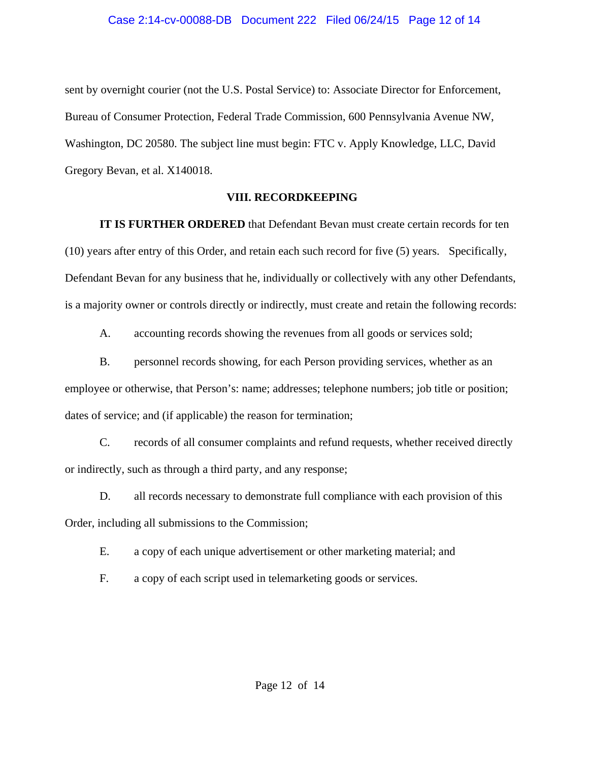sent by overnight courier (not the U.S. Postal Service) to: Associate Director for Enforcement, Bureau of Consumer Protection, Federal Trade Commission, 600 Pennsylvania Avenue NW, Washington, DC 20580. The subject line must begin: FTC v. Apply Knowledge, LLC, David Gregory Bevan, et al. X140018.

## VIII. RECORDKEEPING

**IT IS FURTHER ORDERED** that Defendant Bevan must create certain records for ten (10) years after entry of this Order, and retain each such record for five (5) years. Specifically, Defendant Bevan for any business that he, individually or collectively with any other Defendants, is a majority owner or controls directly or indirectly, must create and retain the following records:

A. accounting records showing the revenues from all goods or services sold;

B. personnel records showing, for each Person providing services, whether as an employee or otherwise, that Person's: name; addresses; telephone numbers; job title or position; dates of service; and (if applicable) the reason for termination;

C. records of all consumer complaints and refund requests, whether received directly or indirectly, such as through a third party, and any response;

D. all records necessary to demonstrate full compliance with each provision of this Order, including all submissions to the Commission;

E. a copy of each unique advertisement or other marketing material; and

F. a copy of each script used in telemarketing goods or services.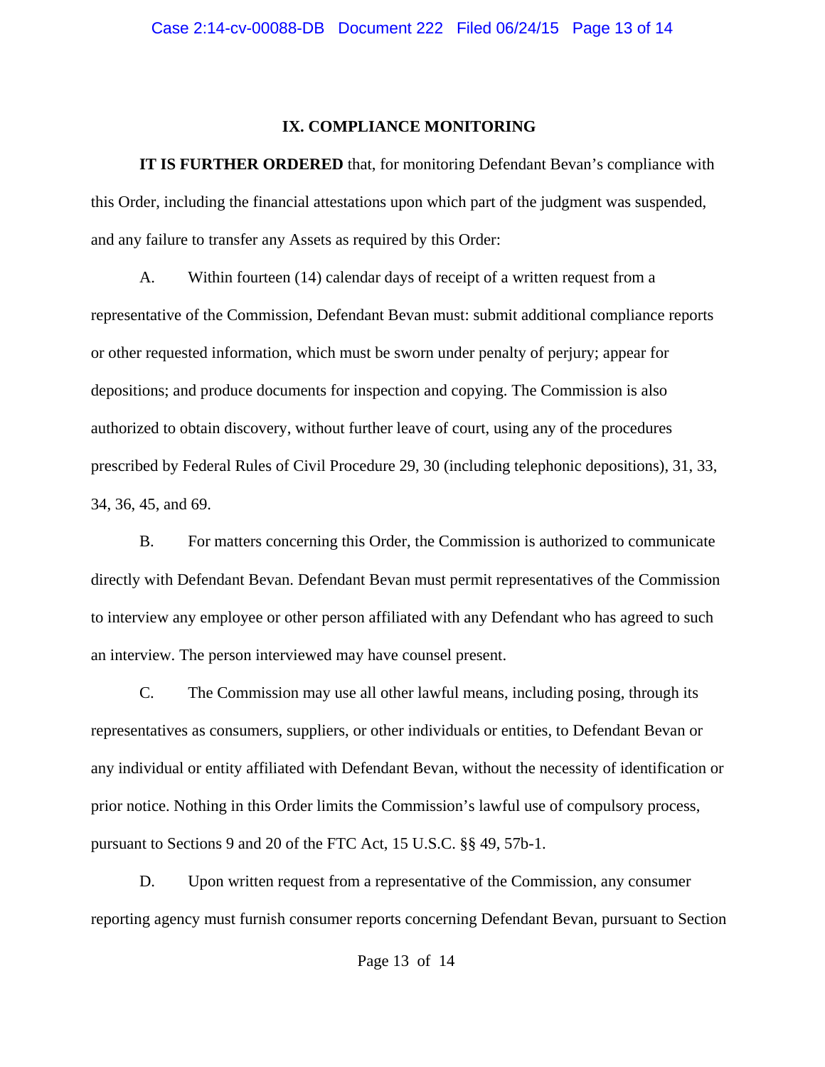## IX. COMPLIANCE MONITORING

**IT IS FURTHER ORDERED** that, for monitoring Defendant Bevan's compliance with this Order, including the financial attestations upon which part of the judgment was suspended, and any failure to transfer any Assets as required by this Order:

A. Within fourteen (14) calendar days of receipt of a written request from a representative of the Commission, Defendant Bevan must: submit additional compliance reports or other requested information, which must be sworn under penalty of perjury; appear for depositions; and produce documents for inspection and copying. The Commission is also authorized to obtain discovery, without further leave of court, using any of the procedures prescribed by Federal Rules of Civil Procedure 29, 30 (including telephonic depositions), 31, 33, 34, 36, 45, and 69.

B. For matters concerning this Order, the Commission is authorized to communicate directly with Defendant Bevan. Defendant Bevan must permit representatives of the Commission to interview any employee or other person affiliated with any Defendant who has agreed to such an interview. The person interviewed may have counsel present.

C. The Commission may use all other lawful means, including posing, through its representatives as consumers, suppliers, or other individuals or entities, to Defendant Bevan or any individual or entity affiliated with Defendant Bevan, without the necessity of identification or prior notice. Nothing in this Order limits the Commission's lawful use of compulsory process, pursuant to Sections 9 and 20 of the FTC Act, 15 U.S.C. §§ 49, 57b-1.

D. Upon written request from a representative of the Commission, any consumer reporting agency must furnish consumer reports concerning Defendant Bevan, pursuant to Section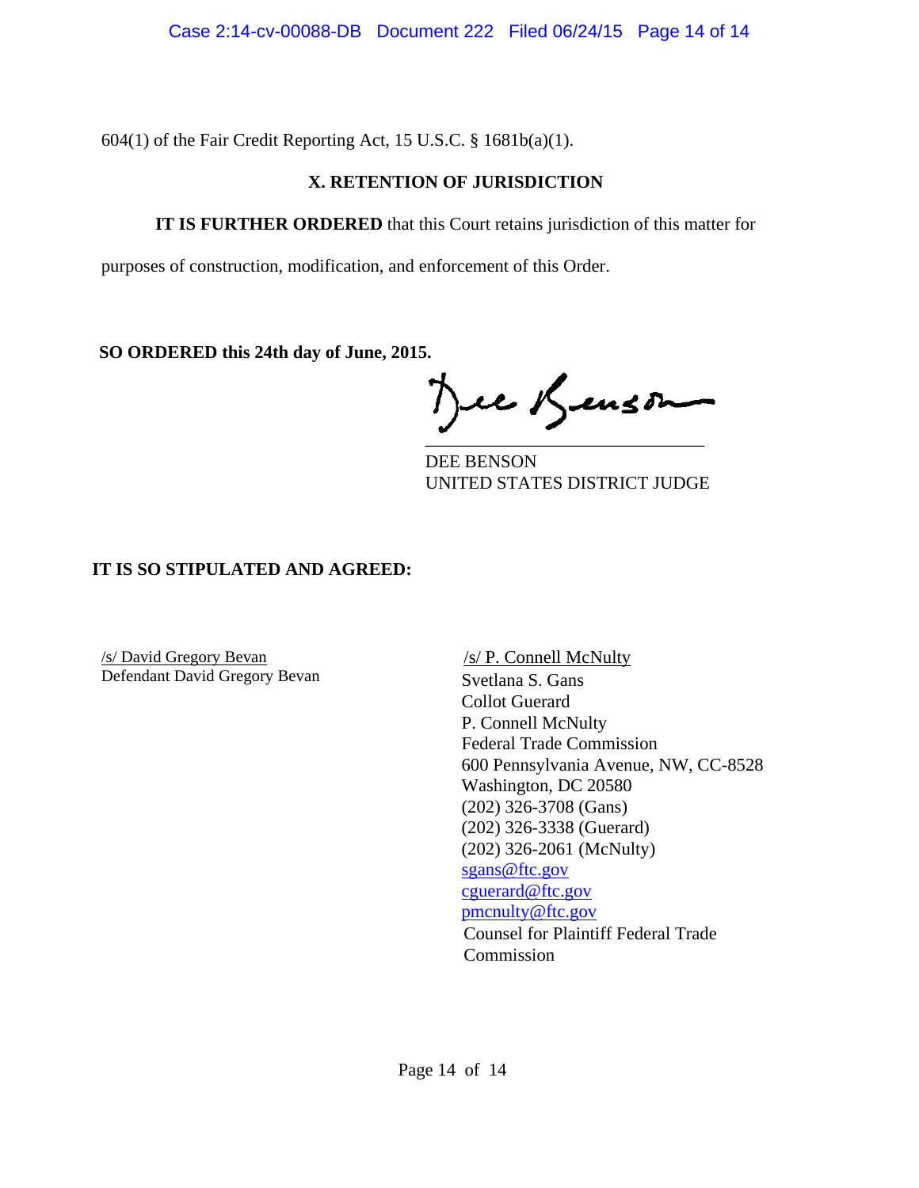604(1) of the Fair Credit Reporting Act, 15 U.S.C. § 1681b(a)(1).

## X. RETENTION OF JURISDICTION

**IT IS FURTHER ORDERED** that this Court retains jurisdiction of this matter for purposes of construction, modification, and enforcement of this Order.

**SO ORDERED this 24th day of June, 2015.**

DEE BENSON
UNITED STATES DISTRICT JUDGE

**IT IS SO STIPULATED AND AGREED:**

/s/ David Gregory Bevan
Defendant David Gregory Bevan

/s/ P. Connell McNulty
Svetlana S. Gans
Collot Guerard
P. Connell McNulty
Federal Trade Commission
600 Pennsylvania Avenue, NW, CC-8528
Washington, DC 20580
(202) 326-3708 (Gans)
(202) 326-3338 (Guerard)
(202) 326-2061 (McNulty)
sgans@ftc.gov
cguerard@ftc.gov
pmcnulty@ftc.gov
Counsel for Plaintiff Federal Trade Commission